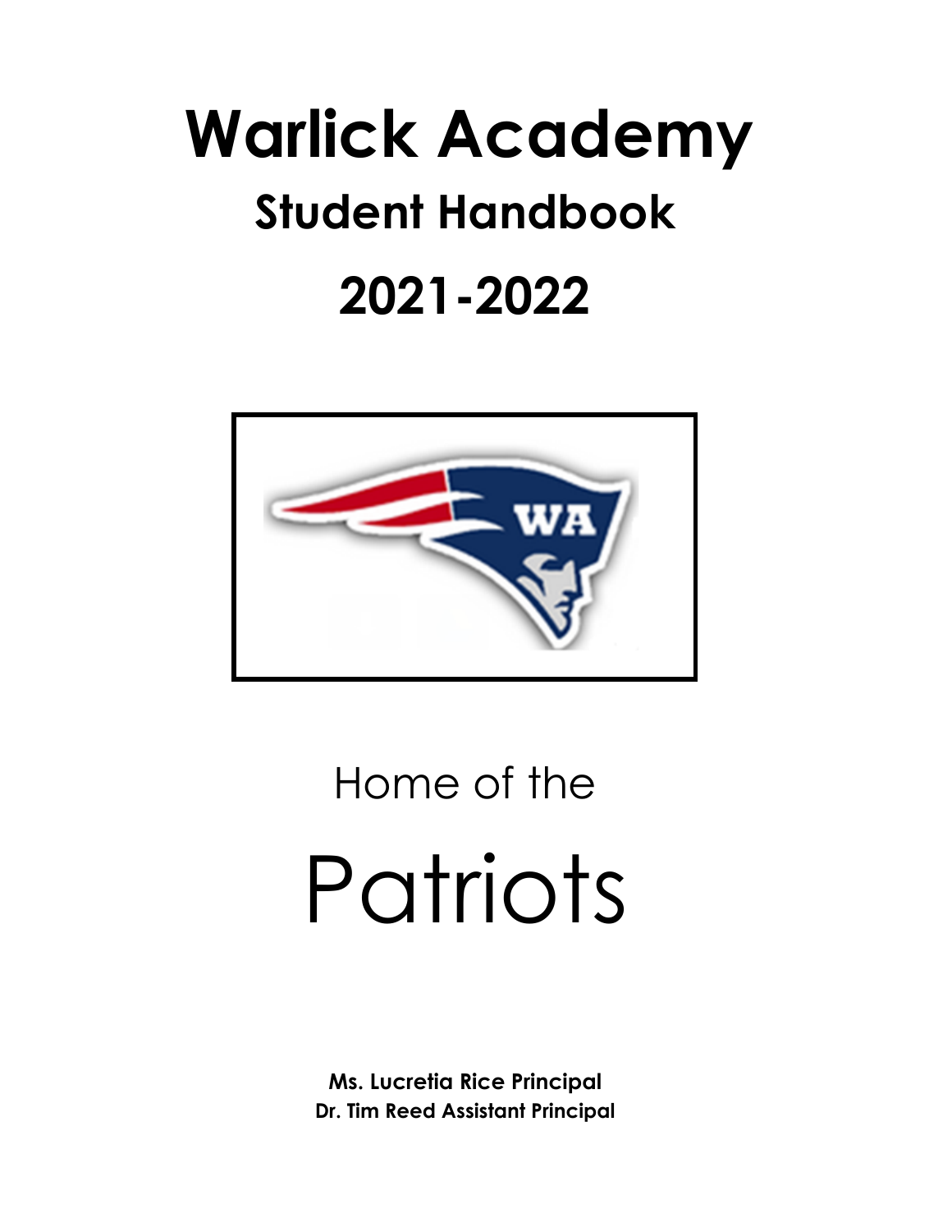# Warlick Academy

## Student Handbook

## 2021-2022

Home of the

Patriots

**Ms. Lucretia Rice Principal**
**Dr. Tim Reed Assistant Principal**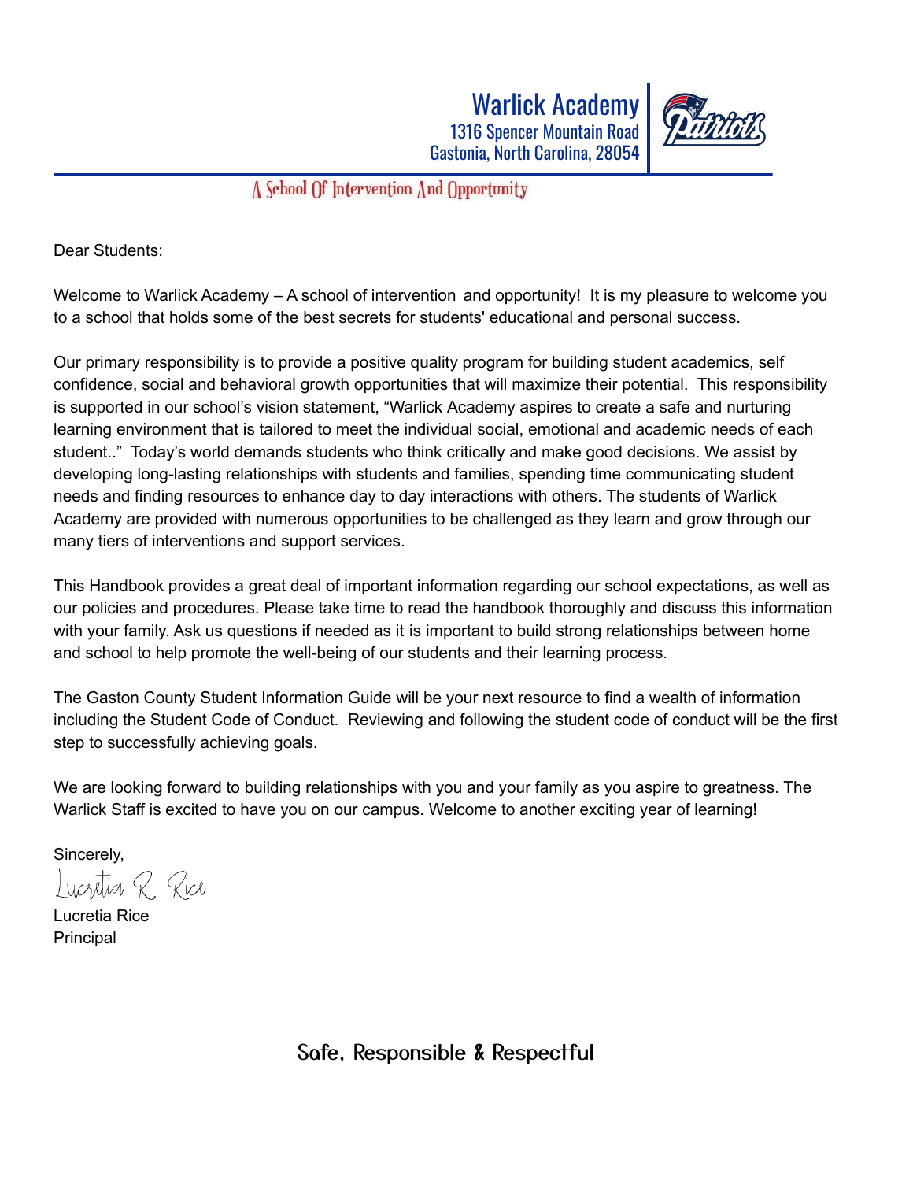Warlick Academy
1316 Spencer Mountain Road
Gastonia, North Carolina, 28054

A School Of Intervention And Opportunity

Dear Students:

Welcome to Warlick Academy – A school of intervention and opportunity! It is my pleasure to welcome you to a school that holds some of the best secrets for students' educational and personal success.

Our primary responsibility is to provide a positive quality program for building student academics, self confidence, social and behavioral growth opportunities that will maximize their potential. This responsibility is supported in our school's vision statement, "Warlick Academy aspires to create a safe and nurturing learning environment that is tailored to meet the individual social, emotional and academic needs of each student.." Today's world demands students who think critically and make good decisions. We assist by developing long-lasting relationships with students and families, spending time communicating student needs and finding resources to enhance day to day interactions with others. The students of Warlick Academy are provided with numerous opportunities to be challenged as they learn and grow through our many tiers of interventions and support services.

This Handbook provides a great deal of important information regarding our school expectations, as well as our policies and procedures. Please take time to read the handbook thoroughly and discuss this information with your family. Ask us questions if needed as it is important to build strong relationships between home and school to help promote the well-being of our students and their learning process.

The Gaston County Student Information Guide will be your next resource to find a wealth of information including the Student Code of Conduct. Reviewing and following the student code of conduct will be the first step to successfully achieving goals.

We are looking forward to building relationships with you and your family as you aspire to greatness. The Warlick Staff is excited to have you on our campus. Welcome to another exciting year of learning!

Sincerely,

Lucretia R. Rice

Lucretia Rice
Principal

Safe, Responsible & Respectful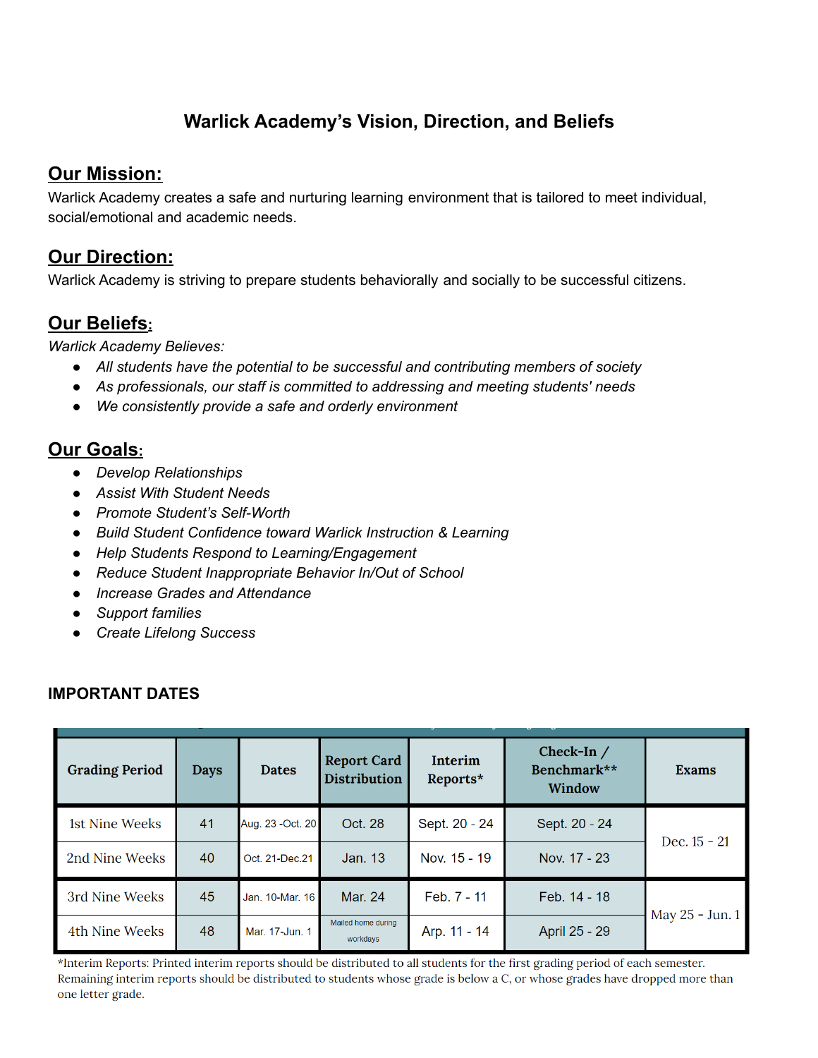# Warlick Academy's Vision, Direction, and Beliefs

## Our Mission:

Warlick Academy creates a safe and nurturing learning environment that is tailored to meet individual, social/emotional and academic needs.

## Our Direction:

Warlick Academy is striving to prepare students behaviorally and socially to be successful citizens.

## Our Beliefs:

*Warlick Academy Believes:*

- *All students have the potential to be successful and contributing members of society*
- *As professionals, our staff is committed to addressing and meeting students' needs*
- *We consistently provide a safe and orderly environment*

## Our Goals:

- *Develop Relationships*
- *Assist With Student Needs*
- *Promote Student's Self-Worth*
- *Build Student Confidence toward Warlick Instruction & Learning*
- *Help Students Respond to Learning/Engagement*
- *Reduce Student Inappropriate Behavior In/Out of School*
- *Increase Grades and Attendance*
- *Support families*
- *Create Lifelong Success*

### IMPORTANT DATES

| Grading Period | Days | Dates | Report Card Distribution | Interim Reports* | Check-In / Benchmark** Window | Exams |
|---|---|---|---|---|---|---|
| 1st Nine Weeks | 41 | Aug. 23 -Oct. 20 | Oct. 28 | Sept. 20 - 24 | Sept. 20 - 24 | Dec. 15 - 21 |
| 2nd Nine Weeks | 40 | Oct. 21-Dec.21 | Jan. 13 | Nov. 15 - 19 | Nov. 17 - 23 | |
| 3rd Nine Weeks | 45 | Jan. 10-Mar. 16 | Mar. 24 | Feb. 7 - 11 | Feb. 14 - 18 | May 25 - Jun. 1 |
| 4th Nine Weeks | 48 | Mar. 17-Jun. 1 | Mailed home during workdays | Arp. 11 - 14 | April 25 - 29 | |

*Interim Reports: Printed interim reports should be distributed to all students for the first grading period of each semester. Remaining interim reports should be distributed to students whose grade is below a C, or whose grades have dropped more than one letter grade.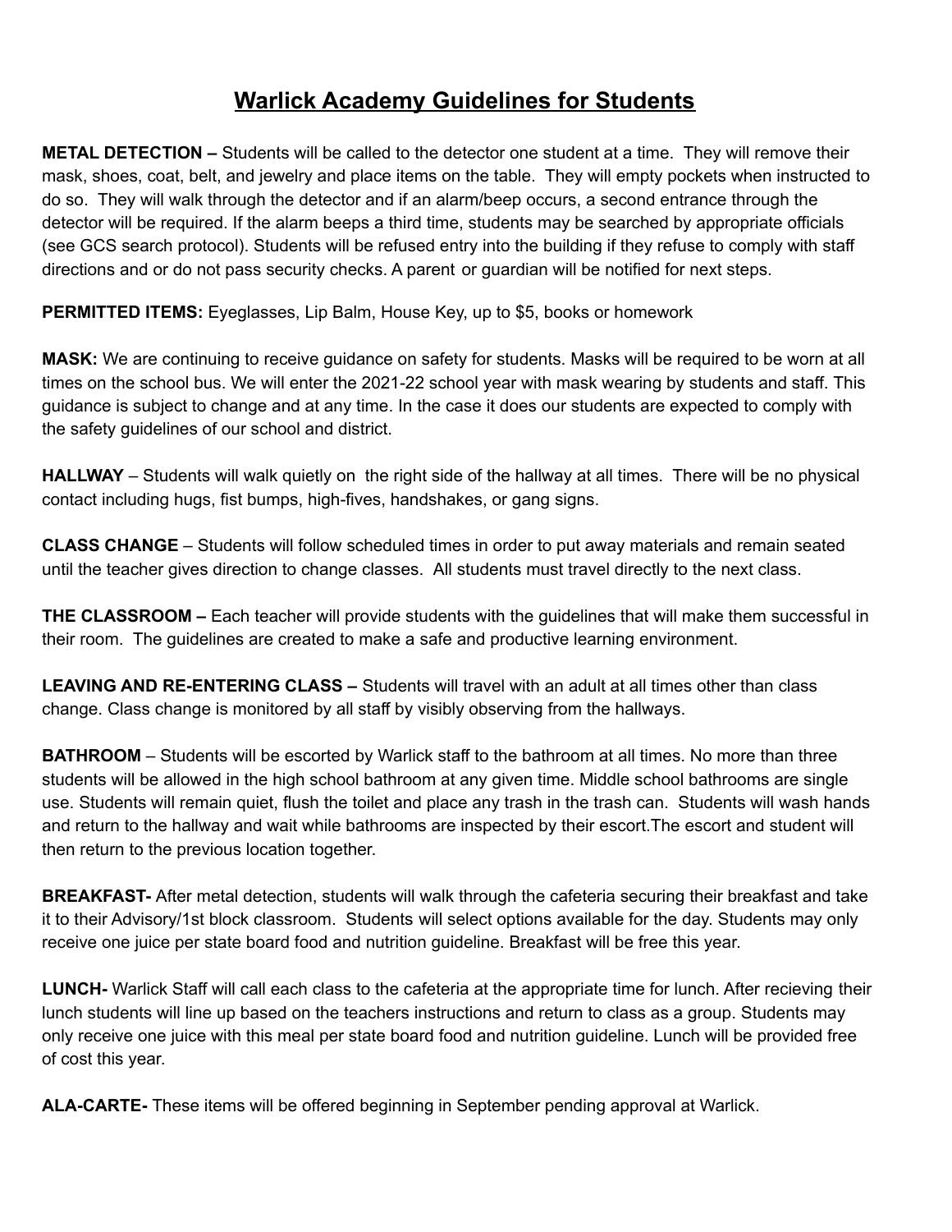# Warlick Academy Guidelines for Students

**METAL DETECTION –** Students will be called to the detector one student at a time. They will remove their mask, shoes, coat, belt, and jewelry and place items on the table. They will empty pockets when instructed to do so. They will walk through the detector and if an alarm/beep occurs, a second entrance through the detector will be required. If the alarm beeps a third time, students may be searched by appropriate officials (see GCS search protocol). Students will be refused entry into the building if they refuse to comply with staff directions and or do not pass security checks. A parent or guardian will be notified for next steps.

**PERMITTED ITEMS:** Eyeglasses, Lip Balm, House Key, up to $5, books or homework

**MASK:** We are continuing to receive guidance on safety for students. Masks will be required to be worn at all times on the school bus. We will enter the 2021-22 school year with mask wearing by students and staff. This guidance is subject to change and at any time. In the case it does our students are expected to comply with the safety guidelines of our school and district.

**HALLWAY** – Students will walk quietly on the right side of the hallway at all times. There will be no physical contact including hugs, fist bumps, high-fives, handshakes, or gang signs.

**CLASS CHANGE** – Students will follow scheduled times in order to put away materials and remain seated until the teacher gives direction to change classes. All students must travel directly to the next class.

**THE CLASSROOM –** Each teacher will provide students with the guidelines that will make them successful in their room. The guidelines are created to make a safe and productive learning environment.

**LEAVING AND RE-ENTERING CLASS –** Students will travel with an adult at all times other than class change. Class change is monitored by all staff by visibly observing from the hallways.

**BATHROOM** – Students will be escorted by Warlick staff to the bathroom at all times. No more than three students will be allowed in the high school bathroom at any given time. Middle school bathrooms are single use. Students will remain quiet, flush the toilet and place any trash in the trash can. Students will wash hands and return to the hallway and wait while bathrooms are inspected by their escort.The escort and student will then return to the previous location together.

**BREAKFAST-** After metal detection, students will walk through the cafeteria securing their breakfast and take it to their Advisory/1st block classroom. Students will select options available for the day. Students may only receive one juice per state board food and nutrition guideline. Breakfast will be free this year.

**LUNCH-** Warlick Staff will call each class to the cafeteria at the appropriate time for lunch. After recieving their lunch students will line up based on the teachers instructions and return to class as a group. Students may only receive one juice with this meal per state board food and nutrition guideline. Lunch will be provided free of cost this year.

**ALA-CARTE-** These items will be offered beginning in September pending approval at Warlick.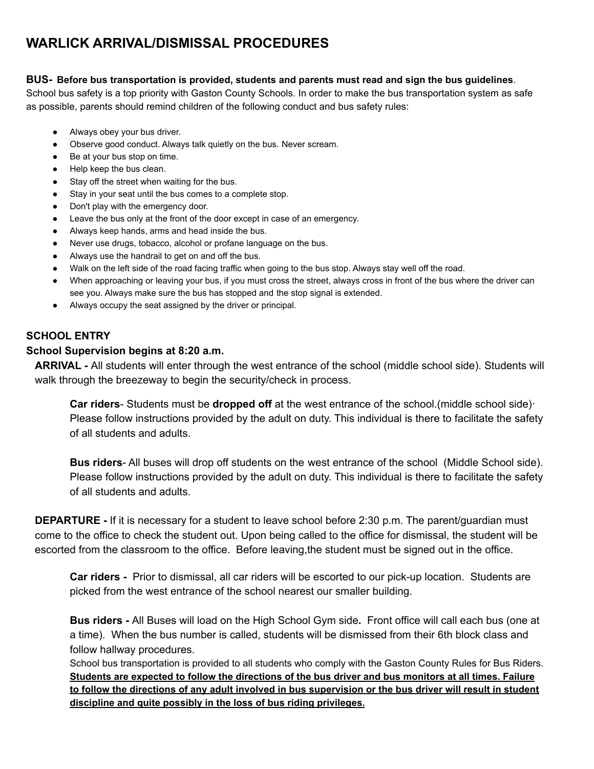# WARLICK ARRIVAL/DISMISSAL PROCEDURES

**BUS- Before bus transportation is provided, students and parents must read and sign the bus guidelines**. School bus safety is a top priority with Gaston County Schools. In order to make the bus transportation system as safe as possible, parents should remind children of the following conduct and bus safety rules:

- Always obey your bus driver.
- Observe good conduct. Always talk quietly on the bus. Never scream.
- Be at your bus stop on time.
- Help keep the bus clean.
- Stay off the street when waiting for the bus.
- Stay in your seat until the bus comes to a complete stop.
- Don't play with the emergency door.
- Leave the bus only at the front of the door except in case of an emergency.
- Always keep hands, arms and head inside the bus.
- Never use drugs, tobacco, alcohol or profane language on the bus.
- Always use the handrail to get on and off the bus.
- Walk on the left side of the road facing traffic when going to the bus stop. Always stay well off the road.
- When approaching or leaving your bus, if you must cross the street, always cross in front of the bus where the driver can see you. Always make sure the bus has stopped and the stop signal is extended.
- Always occupy the seat assigned by the driver or principal.

**SCHOOL ENTRY**

**School Supervision begins at 8:20 a.m.**

**ARRIVAL -** All students will enter through the west entrance of the school (middle school side). Students will walk through the breezeway to begin the security/check in process.

**Car riders**- Students must be **dropped off** at the west entrance of the school.(middle school side)· Please follow instructions provided by the adult on duty. This individual is there to facilitate the safety of all students and adults.

**Bus riders**- All buses will drop off students on the west entrance of the school (Middle School side). Please follow instructions provided by the adult on duty. This individual is there to facilitate the safety of all students and adults.

**DEPARTURE -** If it is necessary for a student to leave school before 2:30 p.m. The parent/guardian must come to the office to check the student out. Upon being called to the office for dismissal, the student will be escorted from the classroom to the office. Before leaving,the student must be signed out in the office.

**Car riders -** Prior to dismissal, all car riders will be escorted to our pick-up location. Students are picked from the west entrance of the school nearest our smaller building.

**Bus riders -** All Buses will load on the High School Gym side**.** Front office will call each bus (one at a time). When the bus number is called, students will be dismissed from their 6th block class and follow hallway procedures.

School bus transportation is provided to all students who comply with the Gaston County Rules for Bus Riders. **Students are expected to follow the directions of the bus driver and bus monitors at all times. Failure to follow the directions of any adult involved in bus supervision or the bus driver will result in student discipline and quite possibly in the loss of bus riding privileges.**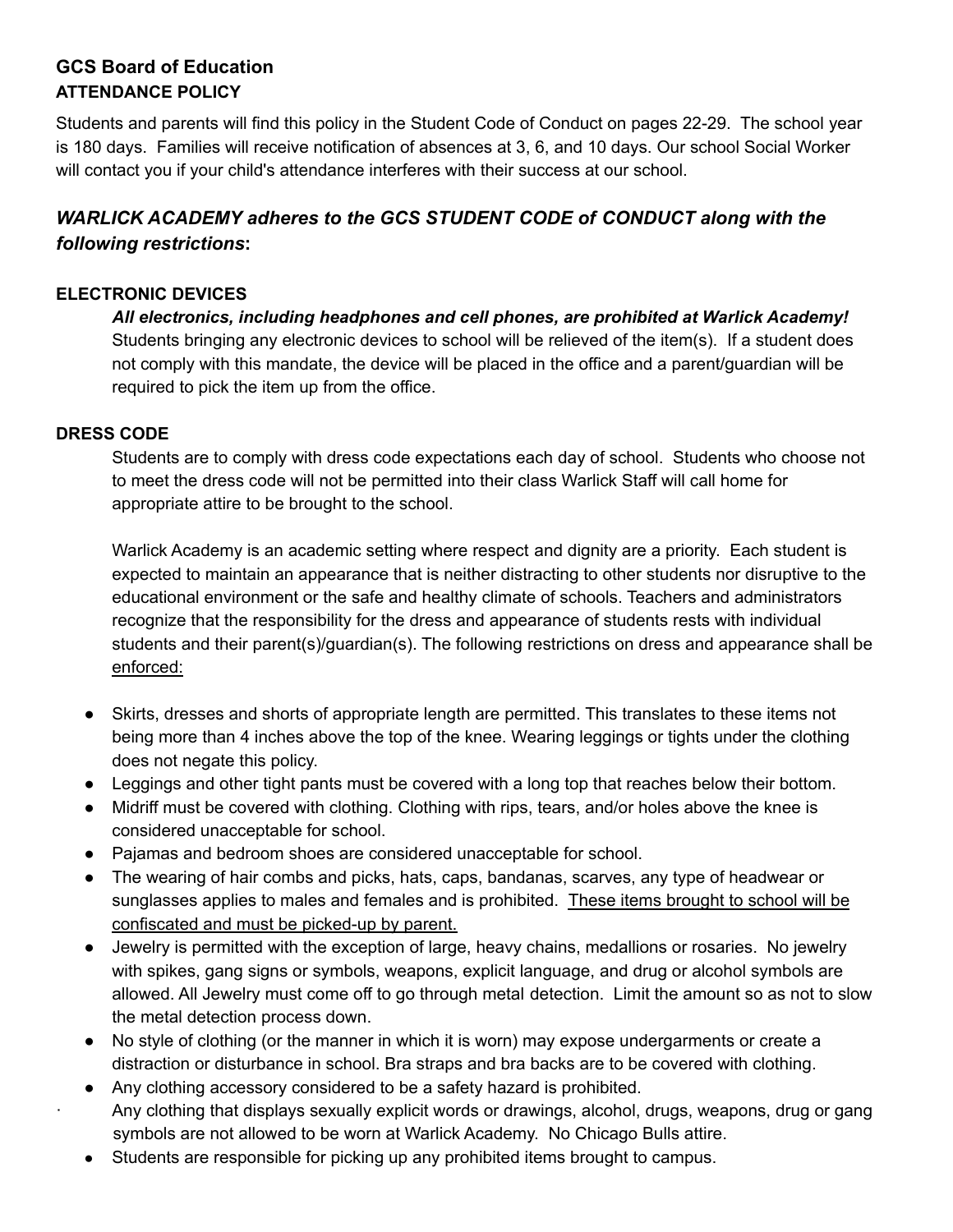## GCS Board of Education

### ATTENDANCE POLICY

Students and parents will find this policy in the Student Code of Conduct on pages 22-29. The school year is 180 days. Families will receive notification of absences at 3, 6, and 10 days. Our school Social Worker will contact you if your child's attendance interferes with their success at our school.

### *WARLICK ACADEMY adheres to the GCS STUDENT CODE of CONDUCT along with the following restrictions*:

#### ELECTRONIC DEVICES

***All electronics, including headphones and cell phones, are prohibited at Warlick Academy!*** Students bringing any electronic devices to school will be relieved of the item(s). If a student does not comply with this mandate, the device will be placed in the office and a parent/guardian will be required to pick the item up from the office.

#### DRESS CODE

Students are to comply with dress code expectations each day of school. Students who choose not to meet the dress code will not be permitted into their class Warlick Staff will call home for appropriate attire to be brought to the school.

Warlick Academy is an academic setting where respect and dignity are a priority. Each student is expected to maintain an appearance that is neither distracting to other students nor disruptive to the educational environment or the safe and healthy climate of schools. Teachers and administrators recognize that the responsibility for the dress and appearance of students rests with individual students and their parent(s)/guardian(s). The following restrictions on dress and appearance shall be <u>enforced:</u>

- Skirts, dresses and shorts of appropriate length are permitted. This translates to these items not being more than 4 inches above the top of the knee. Wearing leggings or tights under the clothing does not negate this policy.
- Leggings and other tight pants must be covered with a long top that reaches below their bottom.
- Midriff must be covered with clothing. Clothing with rips, tears, and/or holes above the knee is considered unacceptable for school.
- Pajamas and bedroom shoes are considered unacceptable for school.
- The wearing of hair combs and picks, hats, caps, bandanas, scarves, any type of headwear or sunglasses applies to males and females and is prohibited. <u>These items brought to school will be confiscated and must be picked-up by parent.</u>
- Jewelry is permitted with the exception of large, heavy chains, medallions or rosaries. No jewelry with spikes, gang signs or symbols, weapons, explicit language, and drug or alcohol symbols are allowed. All Jewelry must come off to go through metal detection. Limit the amount so as not to slow the metal detection process down.
- No style of clothing (or the manner in which it is worn) may expose undergarments or create a distraction or disturbance in school. Bra straps and bra backs are to be covered with clothing.
- Any clothing accessory considered to be a safety hazard is prohibited.
- Any clothing that displays sexually explicit words or drawings, alcohol, drugs, weapons, drug or gang symbols are not allowed to be worn at Warlick Academy. No Chicago Bulls attire.
- Students are responsible for picking up any prohibited items brought to campus.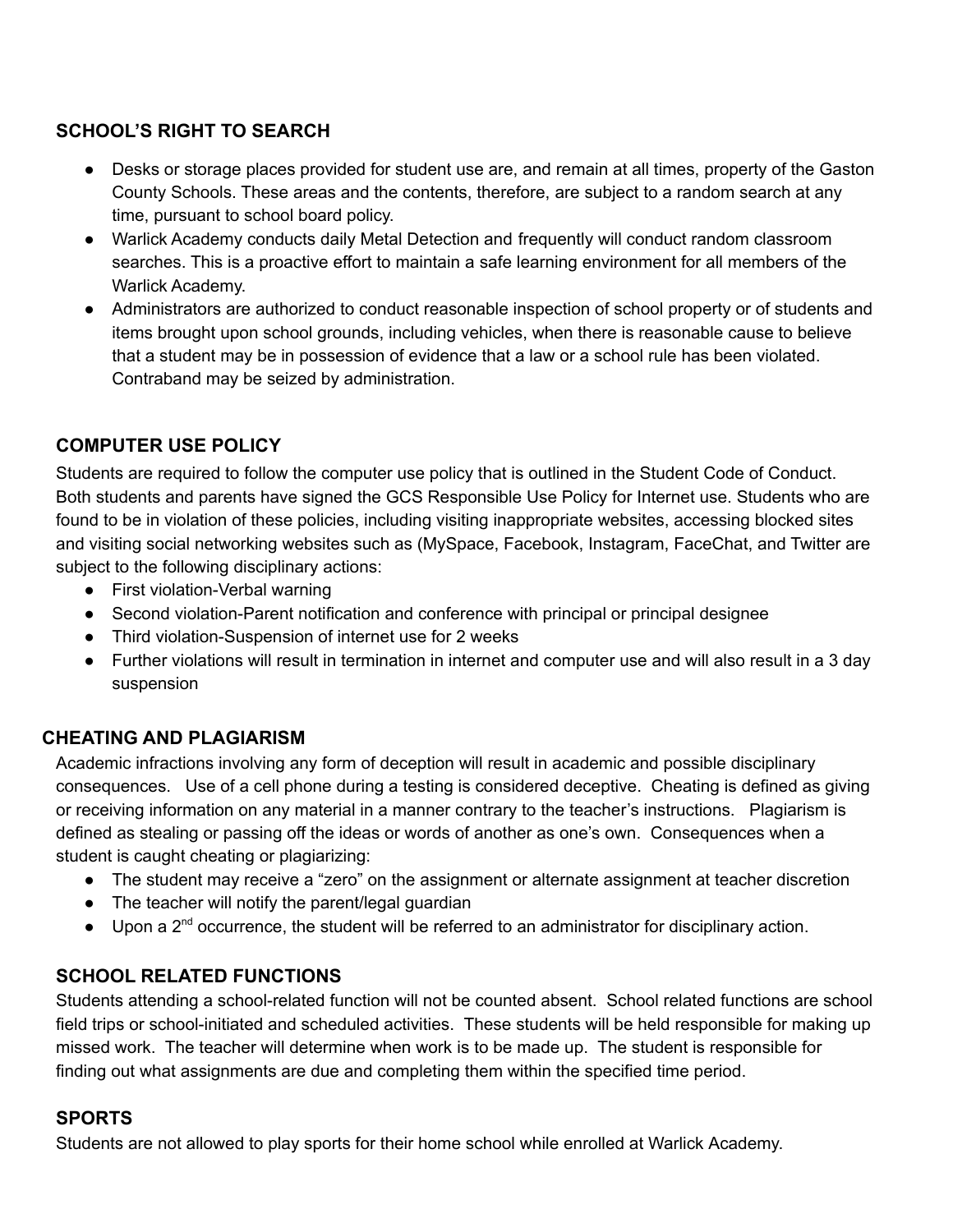## SCHOOL'S RIGHT TO SEARCH

- Desks or storage places provided for student use are, and remain at all times, property of the Gaston County Schools. These areas and the contents, therefore, are subject to a random search at any time, pursuant to school board policy.
- Warlick Academy conducts daily Metal Detection and frequently will conduct random classroom searches. This is a proactive effort to maintain a safe learning environment for all members of the Warlick Academy.
- Administrators are authorized to conduct reasonable inspection of school property or of students and items brought upon school grounds, including vehicles, when there is reasonable cause to believe that a student may be in possession of evidence that a law or a school rule has been violated. Contraband may be seized by administration.

## COMPUTER USE POLICY

Students are required to follow the computer use policy that is outlined in the Student Code of Conduct. Both students and parents have signed the GCS Responsible Use Policy for Internet use. Students who are found to be in violation of these policies, including visiting inappropriate websites, accessing blocked sites and visiting social networking websites such as (MySpace, Facebook, Instagram, FaceChat, and Twitter are subject to the following disciplinary actions:

- First violation-Verbal warning
- Second violation-Parent notification and conference with principal or principal designee
- Third violation-Suspension of internet use for 2 weeks
- Further violations will result in termination in internet and computer use and will also result in a 3 day suspension

## CHEATING AND PLAGIARISM

Academic infractions involving any form of deception will result in academic and possible disciplinary consequences. Use of a cell phone during a testing is considered deceptive. Cheating is defined as giving or receiving information on any material in a manner contrary to the teacher's instructions. Plagiarism is defined as stealing or passing off the ideas or words of another as one's own. Consequences when a student is caught cheating or plagiarizing:

- The student may receive a "zero" on the assignment or alternate assignment at teacher discretion
- The teacher will notify the parent/legal guardian
- Upon a 2nd occurrence, the student will be referred to an administrator for disciplinary action.

## SCHOOL RELATED FUNCTIONS

Students attending a school-related function will not be counted absent. School related functions are school field trips or school-initiated and scheduled activities. These students will be held responsible for making up missed work. The teacher will determine when work is to be made up. The student is responsible for finding out what assignments are due and completing them within the specified time period.

## SPORTS

Students are not allowed to play sports for their home school while enrolled at Warlick Academy.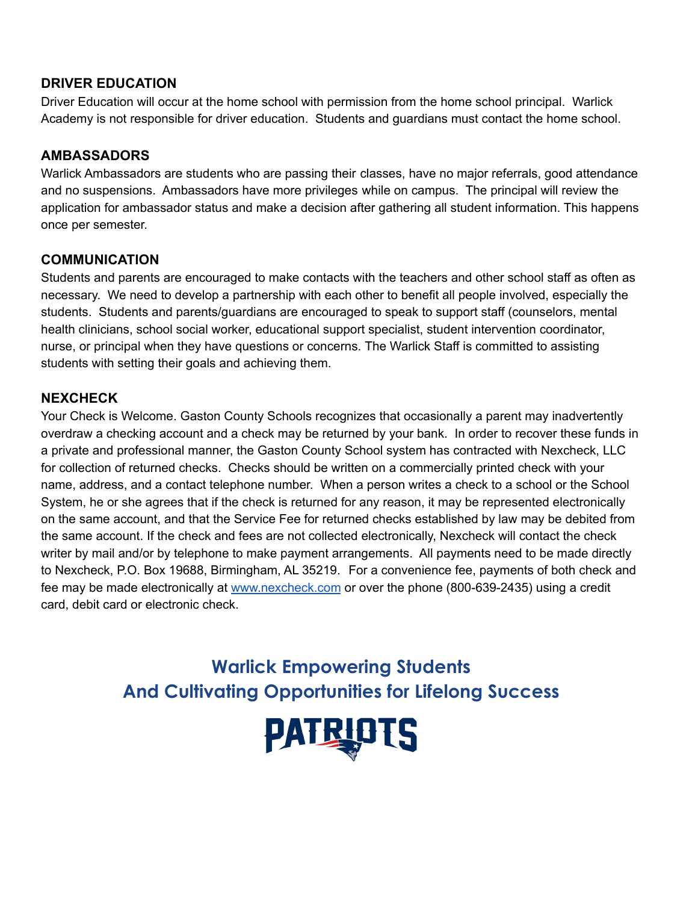## DRIVER EDUCATION

Driver Education will occur at the home school with permission from the home school principal. Warlick Academy is not responsible for driver education. Students and guardians must contact the home school.

## AMBASSADORS

Warlick Ambassadors are students who are passing their classes, have no major referrals, good attendance and no suspensions. Ambassadors have more privileges while on campus. The principal will review the application for ambassador status and make a decision after gathering all student information. This happens once per semester.

## COMMUNICATION

Students and parents are encouraged to make contacts with the teachers and other school staff as often as necessary. We need to develop a partnership with each other to benefit all people involved, especially the students. Students and parents/guardians are encouraged to speak to support staff (counselors, mental health clinicians, school social worker, educational support specialist, student intervention coordinator, nurse, or principal when they have questions or concerns. The Warlick Staff is committed to assisting students with setting their goals and achieving them.

## NEXCHECK

Your Check is Welcome. Gaston County Schools recognizes that occasionally a parent may inadvertently overdraw a checking account and a check may be returned by your bank. In order to recover these funds in a private and professional manner, the Gaston County School system has contracted with Nexcheck, LLC for collection of returned checks. Checks should be written on a commercially printed check with your name, address, and a contact telephone number. When a person writes a check to a school or the School System, he or she agrees that if the check is returned for any reason, it may be represented electronically on the same account, and that the Service Fee for returned checks established by law may be debited from the same account. If the check and fees are not collected electronically, Nexcheck will contact the check writer by mail and/or by telephone to make payment arrangements. All payments need to be made directly to Nexcheck, P.O. Box 19688, Birmingham, AL 35219. For a convenience fee, payments of both check and fee may be made electronically at [www.nexcheck.com](http://www.nexcheck.com) or over the phone (800-639-2435) using a credit card, debit card or electronic check.

**Warlick Empowering Students**
**And Cultivating Opportunities for Lifelong Success**

**PATRIOTS**